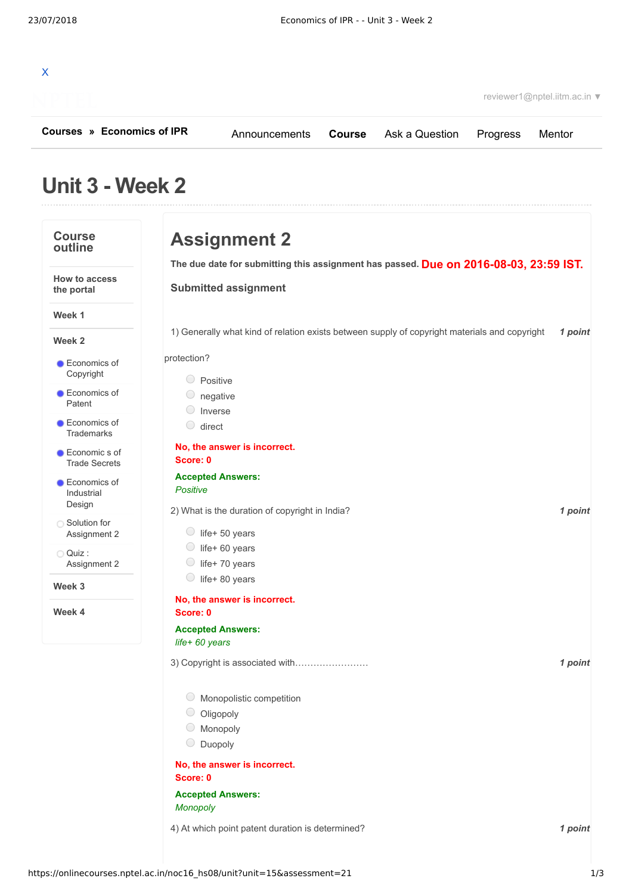X

reviewer1@nptel.iitm.ac.in ▼

**Courses » Economics of IPR**

Announcements | **Course** | Ask a Question | Progress | Mentor

# Unit 3 - Week 2

## Course outline

- How to access the portal
- Week 1
- Week 2
  - Economics of Copyright
  - Economics of Patent
  - Economics of Trademarks
  - Economic s of Trade Secrets
  - Economics of Industrial Design
  - Solution for Assignment 2
  - Quiz : Assignment 2
- Week 3
- Week 4

# Assignment 2

**The due date for submitting this assignment has passed.** **Due on 2016-08-03, 23:59 IST.**

**Submitted assignment**

1) Generally what kind of relation exists between supply of copyright materials and copyright protection? ***1 point***

- Positive
- negative
- Inverse
- direct

**No, the answer is incorrect.**
**Score: 0**

**Accepted Answers:**
*Positive*

2) What is the duration of copyright in India? ***1 point***

- life+ 50 years
- life+ 60 years
- life+ 70 years
- life+ 80 years

**No, the answer is incorrect.**
**Score: 0**

**Accepted Answers:**
*life+ 60 years*

3) Copyright is associated with…………………… ***1 point***

- Monopolistic competition
- Oligopoly
- Monopoly
- Duopoly

**No, the answer is incorrect.**
**Score: 0**

**Accepted Answers:**
*Monopoly*

4) At which point patent duration is determined? ***1 point***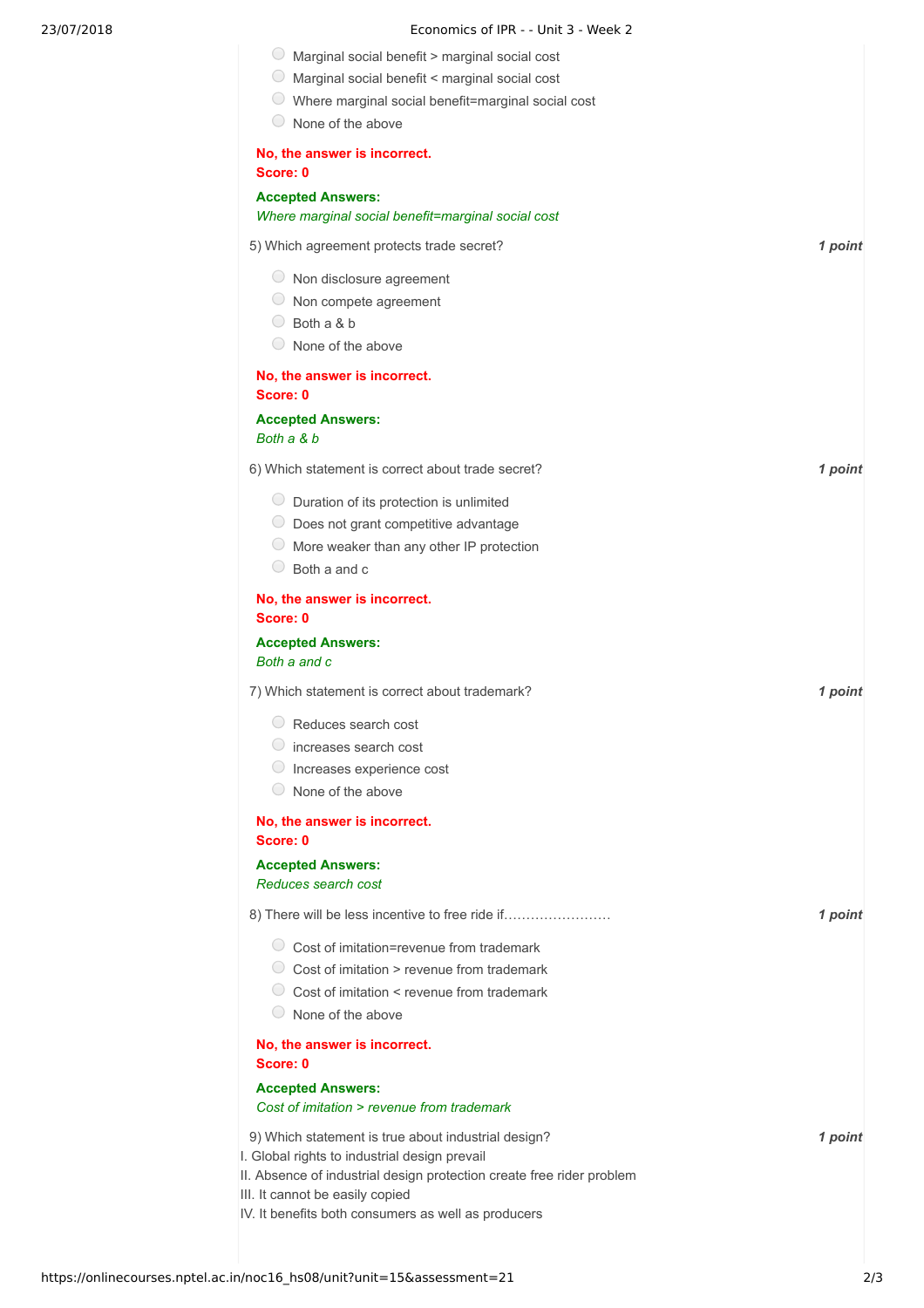- Marginal social benefit > marginal social cost
- Marginal social benefit < marginal social cost
- Where marginal social benefit=marginal social cost
- None of the above

**No, the answer is incorrect.**
**Score: 0**

**Accepted Answers:**
*Where marginal social benefit=marginal social cost*

5) Which agreement protects trade secret? *1 point*

- Non disclosure agreement
- Non compete agreement
- Both a & b
- None of the above

**No, the answer is incorrect.**
**Score: 0**

**Accepted Answers:**
*Both a & b*

6) Which statement is correct about trade secret? *1 point*

- Duration of its protection is unlimited
- Does not grant competitive advantage
- More weaker than any other IP protection
- Both a and c

**No, the answer is incorrect.**
**Score: 0**

**Accepted Answers:**
*Both a and c*

7) Which statement is correct about trademark? *1 point*

- Reduces search cost
- increases search cost
- Increases experience cost
- None of the above

**No, the answer is incorrect.**
**Score: 0**

**Accepted Answers:**
*Reduces search cost*

8) There will be less incentive to free ride if…………………… *1 point*

- Cost of imitation=revenue from trademark
- Cost of imitation > revenue from trademark
- Cost of imitation < revenue from trademark
- None of the above

**No, the answer is incorrect.**
**Score: 0**

**Accepted Answers:**
*Cost of imitation > revenue from trademark*

9) Which statement is true about industrial design? *1 point*

I. Global rights to industrial design prevail
II. Absence of industrial design protection create free rider problem
III. It cannot be easily copied
IV. It benefits both consumers as well as producers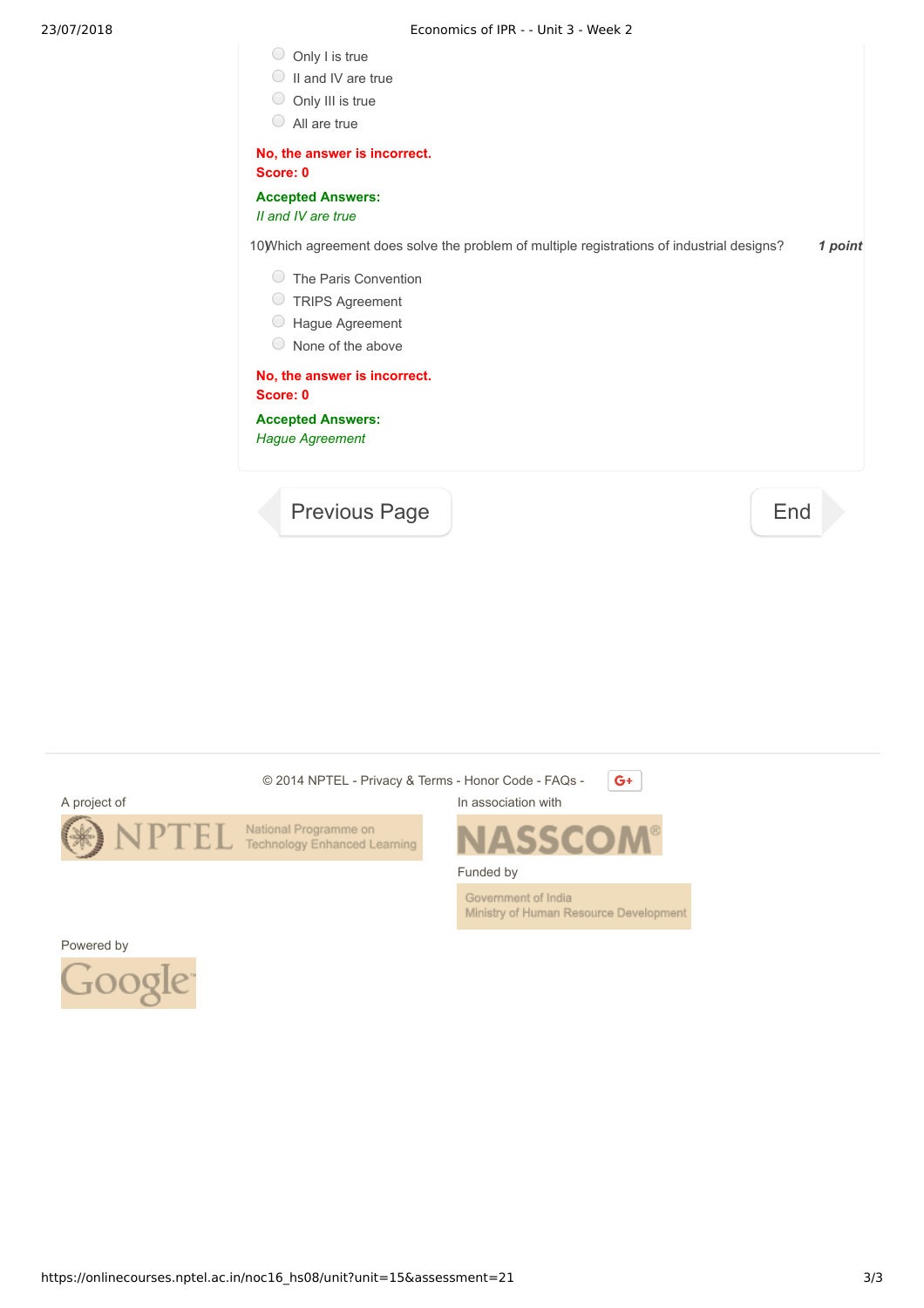- Only I is true
- II and IV are true
- Only III is true
- All are true

**No, the answer is incorrect.**
**Score: 0**

**Accepted Answers:**
*II and IV are true*

10) Which agreement does solve the problem of multiple registrations of industrial designs? ***1 point***

- The Paris Convention
- TRIPS Agreement
- Hague Agreement
- None of the above

**No, the answer is incorrect.**
**Score: 0**

**Accepted Answers:**
*Hague Agreement*

Previous Page

End

© 2014 NPTEL - Privacy & Terms - Honor Code - FAQs -

A project of

NPTEL National Programme on Technology Enhanced Learning

In association with

NASSCOM®

Funded by

Government of India
Ministry of Human Resource Development

Powered by

Google